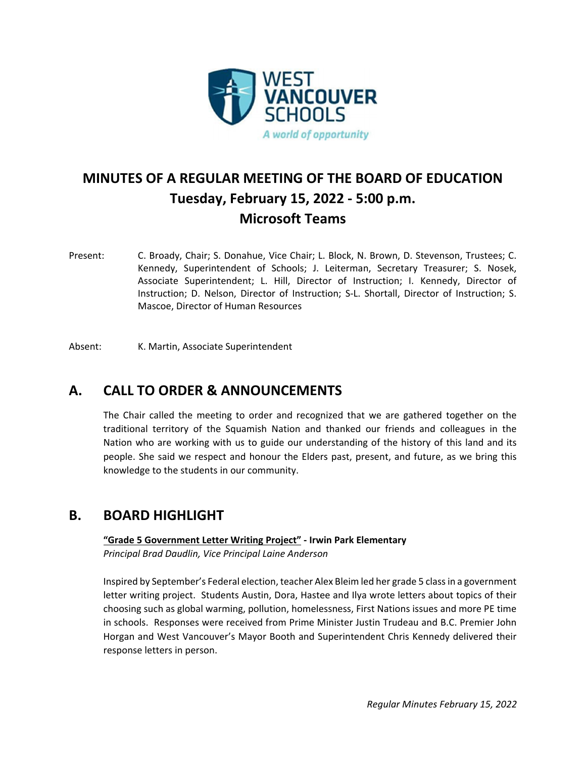# MINUTES OF A REGULAR MEETING OF THE BOARD OF EDUCATION

## Tuesday, February 15, 2022 - 5:00 p.m.

## Microsoft Teams

Present: C. Broady, Chair; S. Donahue, Vice Chair; L. Block, N. Brown, D. Stevenson, Trustees; C. Kennedy, Superintendent of Schools; J. Leiterman, Secretary Treasurer; S. Nosek, Associate Superintendent; L. Hill, Director of Instruction; I. Kennedy, Director of Instruction; D. Nelson, Director of Instruction; S-L. Shortall, Director of Instruction; S. Mascoe, Director of Human Resources

Absent: K. Martin, Associate Superintendent

## A. CALL TO ORDER & ANNOUNCEMENTS

The Chair called the meeting to order and recognized that we are gathered together on the traditional territory of the Squamish Nation and thanked our friends and colleagues in the Nation who are working with us to guide our understanding of the history of this land and its people. She said we respect and honour the Elders past, present, and future, as we bring this knowledge to the students in our community.

## B. BOARD HIGHLIGHT

**"Grade 5 Government Letter Writing Project" - Irwin Park Elementary**
*Principal Brad Daudlin, Vice Principal Laine Anderson*

Inspired by September's Federal election, teacher Alex Bleim led her grade 5 class in a government letter writing project. Students Austin, Dora, Hastee and Ilya wrote letters about topics of their choosing such as global warming, pollution, homelessness, First Nations issues and more PE time in schools. Responses were received from Prime Minister Justin Trudeau and B.C. Premier John Horgan and West Vancouver's Mayor Booth and Superintendent Chris Kennedy delivered their response letters in person.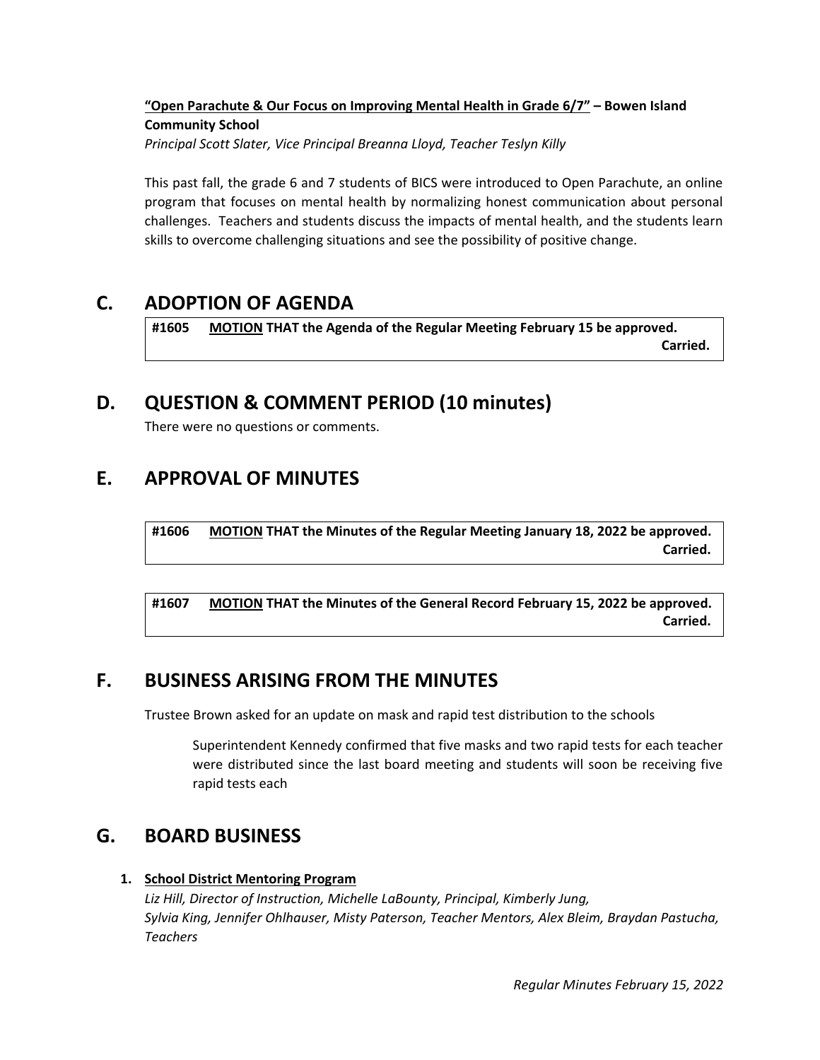**"Open Parachute & Our Focus on Improving Mental Health in Grade 6/7"** – **Bowen Island Community School**

*Principal Scott Slater, Vice Principal Breanna Lloyd, Teacher Teslyn Killy*

This past fall, the grade 6 and 7 students of BICS were introduced to Open Parachute, an online program that focuses on mental health by normalizing honest communication about personal challenges. Teachers and students discuss the impacts of mental health, and the students learn skills to overcome challenging situations and see the possibility of positive change.

## C. ADOPTION OF AGENDA

**#1605 MOTION THAT the Agenda of the Regular Meeting February 15 be approved.**
**Carried.**

## D. QUESTION & COMMENT PERIOD (10 minutes)

There were no questions or comments.

## E. APPROVAL OF MINUTES

**#1606 MOTION THAT the Minutes of the Regular Meeting January 18, 2022 be approved.**
**Carried.**

**#1607 MOTION THAT the Minutes of the General Record February 15, 2022 be approved.**
**Carried.**

## F. BUSINESS ARISING FROM THE MINUTES

Trustee Brown asked for an update on mask and rapid test distribution to the schools

> Superintendent Kennedy confirmed that five masks and two rapid tests for each teacher were distributed since the last board meeting and students will soon be receiving five rapid tests each

## G. BOARD BUSINESS

1. **School District Mentoring Program**
   *Liz Hill, Director of Instruction, Michelle LaBounty, Principal, Kimberly Jung, Sylvia King, Jennifer Ohlhauser, Misty Paterson, Teacher Mentors, Alex Bleim, Braydan Pastucha, Teachers*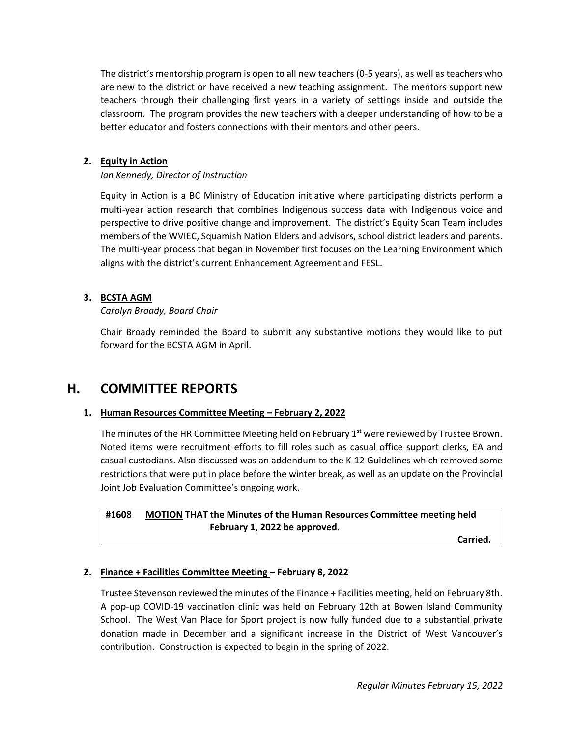The district's mentorship program is open to all new teachers (0-5 years), as well as teachers who are new to the district or have received a new teaching assignment. The mentors support new teachers through their challenging first years in a variety of settings inside and outside the classroom. The program provides the new teachers with a deeper understanding of how to be a better educator and fosters connections with their mentors and other peers.

**2. <u>Equity in Action</u>**

*Ian Kennedy, Director of Instruction*

Equity in Action is a BC Ministry of Education initiative where participating districts perform a multi-year action research that combines Indigenous success data with Indigenous voice and perspective to drive positive change and improvement. The district's Equity Scan Team includes members of the WVIEC, Squamish Nation Elders and advisors, school district leaders and parents. The multi-year process that began in November first focuses on the Learning Environment which aligns with the district's current Enhancement Agreement and FESL.

**3. <u>BCSTA AGM</u>**

*Carolyn Broady, Board Chair*

Chair Broady reminded the Board to submit any substantive motions they would like to put forward for the BCSTA AGM in April.

## H. COMMITTEE REPORTS

**1. <u>Human Resources Committee Meeting – February 2, 2022</u>**

The minutes of the HR Committee Meeting held on February 1st were reviewed by Trustee Brown. Noted items were recruitment efforts to fill roles such as casual office support clerks, EA and casual custodians. Also discussed was an addendum to the K-12 Guidelines which removed some restrictions that were put in place before the winter break, as well as an update on the Provincial Joint Job Evaluation Committee's ongoing work.

| **#1608 <u>MOTION</u> THAT the Minutes of the Human Resources Committee meeting held February 1, 2022 be approved.** |
|---|
| **Carried.** |

**2. <u>Finance + Facilities Committee Meeting</u> – February 8, 2022**

Trustee Stevenson reviewed the minutes of the Finance + Facilities meeting, held on February 8th. A pop-up COVID-19 vaccination clinic was held on February 12th at Bowen Island Community School. The West Van Place for Sport project is now fully funded due to a substantial private donation made in December and a significant increase in the District of West Vancouver's contribution. Construction is expected to begin in the spring of 2022.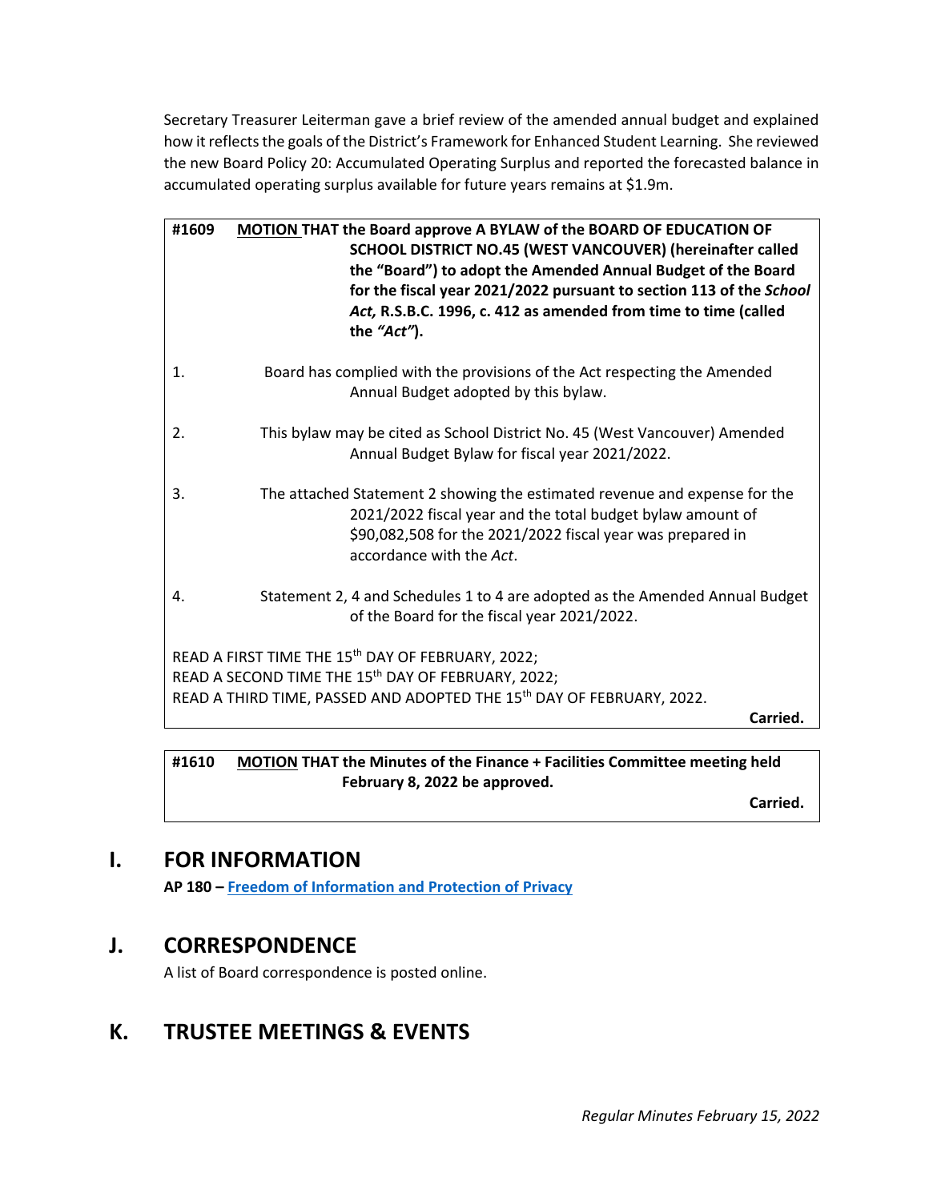Secretary Treasurer Leiterman gave a brief review of the amended annual budget and explained how it reflects the goals of the District's Framework for Enhanced Student Learning. She reviewed the new Board Policy 20: Accumulated Operating Surplus and reported the forecasted balance in accumulated operating surplus available for future years remains at $1.9m.

**#1609** **MOTION THAT the Board approve A BYLAW of the BOARD OF EDUCATION OF SCHOOL DISTRICT NO.45 (WEST VANCOUVER) (hereinafter called the "Board") to adopt the Amended Annual Budget of the Board for the fiscal year 2021/2022 pursuant to section 113 of the *School Act,* R.S.B.C. 1996, c. 412 as amended from time to time (called the *"Act"*).**

1. Board has complied with the provisions of the Act respecting the Amended Annual Budget adopted by this bylaw.

2. This bylaw may be cited as School District No. 45 (West Vancouver) Amended Annual Budget Bylaw for fiscal year 2021/2022.

3. The attached Statement 2 showing the estimated revenue and expense for the 2021/2022 fiscal year and the total budget bylaw amount of $90,082,508 for the 2021/2022 fiscal year was prepared in accordance with the *Act*.

4. Statement 2, 4 and Schedules 1 to 4 are adopted as the Amended Annual Budget of the Board for the fiscal year 2021/2022.

READ A FIRST TIME THE 15th DAY OF FEBRUARY, 2022;
READ A SECOND TIME THE 15th DAY OF FEBRUARY, 2022;
READ A THIRD TIME, PASSED AND ADOPTED THE 15th DAY OF FEBRUARY, 2022.

**Carried.**

**#1610** **MOTION THAT the Minutes of the Finance + Facilities Committee meeting held February 8, 2022 be approved.**

**Carried.**

## I. FOR INFORMATION

**AP 180 – Freedom of Information and Protection of Privacy**

## J. CORRESPONDENCE

A list of Board correspondence is posted online.

## K. TRUSTEE MEETINGS & EVENTS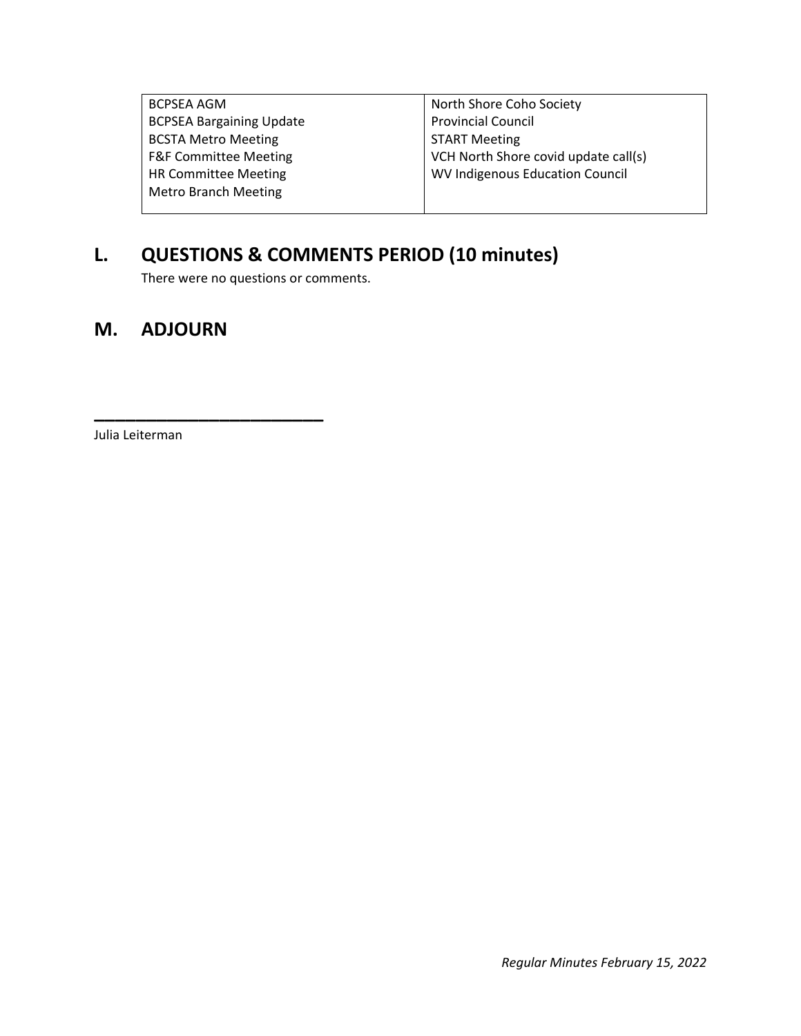| | |
|---|---|
| BCPSEA AGM<br>BCPSEA Bargaining Update<br>BCSTA Metro Meeting<br>F&F Committee Meeting<br>HR Committee Meeting<br>Metro Branch Meeting | North Shore Coho Society<br>Provincial Council<br>START Meeting<br>VCH North Shore covid update call(s)<br>WV Indigenous Education Council |

## L. QUESTIONS & COMMENTS PERIOD (10 minutes)

There were no questions or comments.

## M. ADJOURN

\_\_\_\_\_\_\_\_\_\_\_\_\_\_\_\_\_\_\_\_\_\_\_\_\_\_

Julia Leiterman